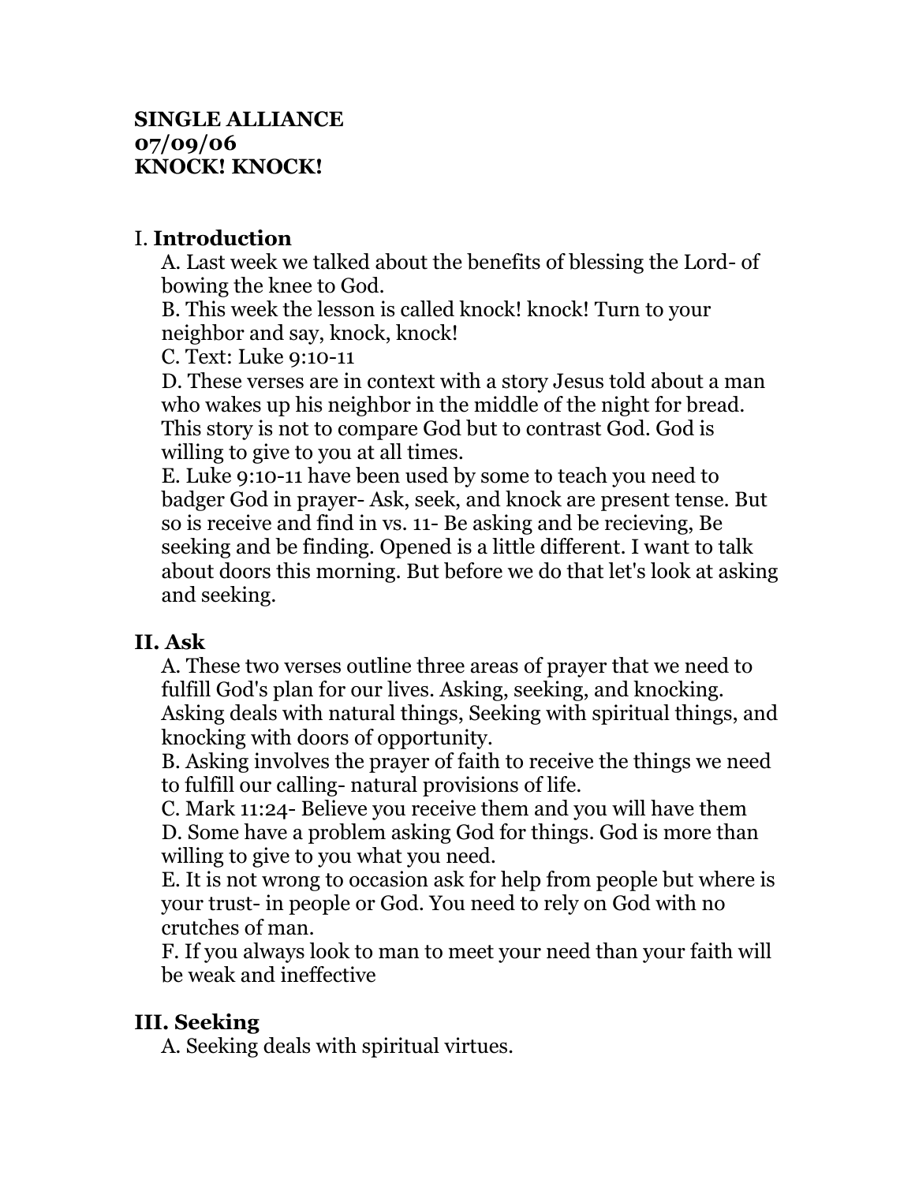**SINGLE ALLIANCE**
**07/09/06**
**KNOCK! KNOCK!**

## I. **Introduction**

A. Last week we talked about the benefits of blessing the Lord- of bowing the knee to God.
B. This week the lesson is called knock! knock! Turn to your neighbor and say, knock, knock!
C. Text: Luke 9:10-11
D. These verses are in context with a story Jesus told about a man who wakes up his neighbor in the middle of the night for bread. This story is not to compare God but to contrast God. God is willing to give to you at all times.
E. Luke 9:10-11 have been used by some to teach you need to badger God in prayer- Ask, seek, and knock are present tense. But so is receive and find in vs. 11- Be asking and be recieving, Be seeking and be finding. Opened is a little different. I want to talk about doors this morning. But before we do that let's look at asking and seeking.

## II. Ask

A. These two verses outline three areas of prayer that we need to fulfill God's plan for our lives. Asking, seeking, and knocking. Asking deals with natural things, Seeking with spiritual things, and knocking with doors of opportunity.
B. Asking involves the prayer of faith to receive the things we need to fulfill our calling- natural provisions of life.
C. Mark 11:24- Believe you receive them and you will have them
D. Some have a problem asking God for things. God is more than willing to give to you what you need.
E. It is not wrong to occasion ask for help from people but where is your trust- in people or God. You need to rely on God with no crutches of man.
F. If you always look to man to meet your need than your faith will be weak and ineffective

## III. Seeking

A. Seeking deals with spiritual virtues.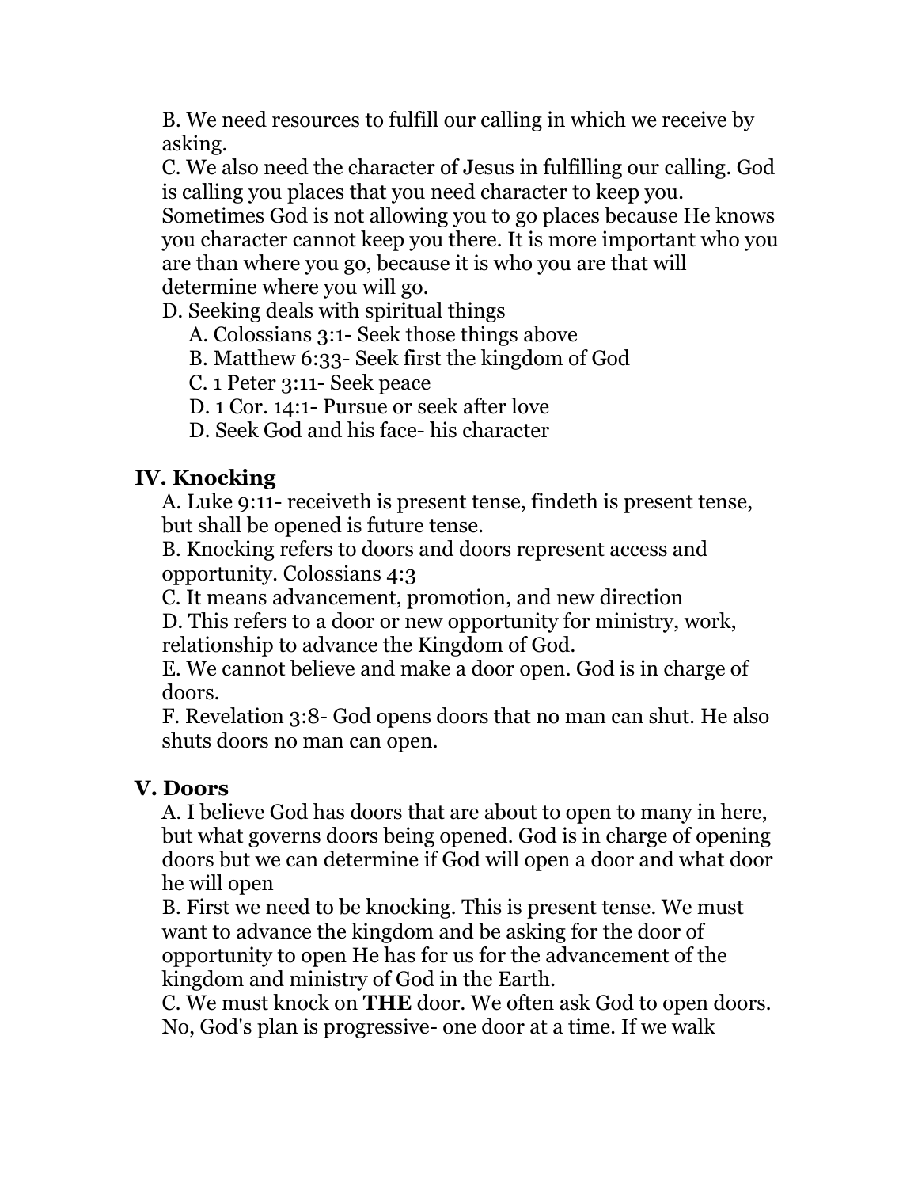B. We need resources to fulfill our calling in which we receive by asking.

C. We also need the character of Jesus in fulfilling our calling. God is calling you places that you need character to keep you. Sometimes God is not allowing you to go places because He knows you character cannot keep you there. It is more important who you are than where you go, because it is who you are that will determine where you will go.

D. Seeking deals with spiritual things

  A. Colossians 3:1- Seek those things above

  B. Matthew 6:33- Seek first the kingdom of God

  C. 1 Peter 3:11- Seek peace

  D. 1 Cor. 14:1- Pursue or seek after love

  D. Seek God and his face- his character

## IV. Knocking

A. Luke 9:11- receiveth is present tense, findeth is present tense, but shall be opened is future tense.

B. Knocking refers to doors and doors represent access and opportunity. Colossians 4:3

C. It means advancement, promotion, and new direction

D. This refers to a door or new opportunity for ministry, work, relationship to advance the Kingdom of God.

E. We cannot believe and make a door open. God is in charge of doors.

F. Revelation 3:8- God opens doors that no man can shut. He also shuts doors no man can open.

## V. Doors

A. I believe God has doors that are about to open to many in here, but what governs doors being opened. God is in charge of opening doors but we can determine if God will open a door and what door he will open

B. First we need to be knocking. This is present tense. We must want to advance the kingdom and be asking for the door of opportunity to open He has for us for the advancement of the kingdom and ministry of God in the Earth.

C. We must knock on **THE** door. We often ask God to open doors. No, God's plan is progressive- one door at a time. If we walk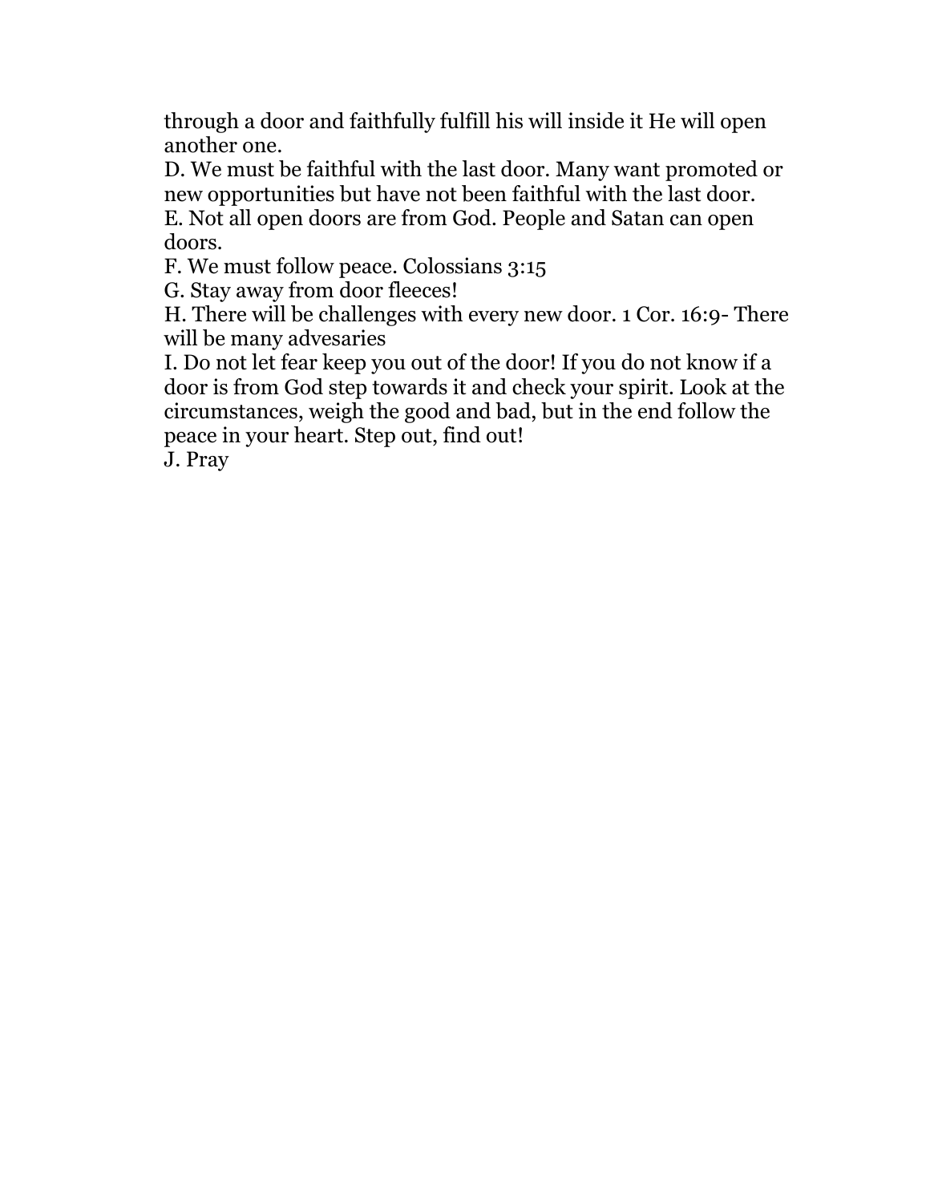through a door and faithfully fulfill his will inside it He will open another one.

D. We must be faithful with the last door. Many want promoted or new opportunities but have not been faithful with the last door.

E. Not all open doors are from God. People and Satan can open doors.

F. We must follow peace. Colossians 3:15

G. Stay away from door fleeces!

H. There will be challenges with every new door. 1 Cor. 16:9- There will be many advesaries

I. Do not let fear keep you out of the door! If you do not know if a door is from God step towards it and check your spirit. Look at the circumstances, weigh the good and bad, but in the end follow the peace in your heart. Step out, find out!

J. Pray